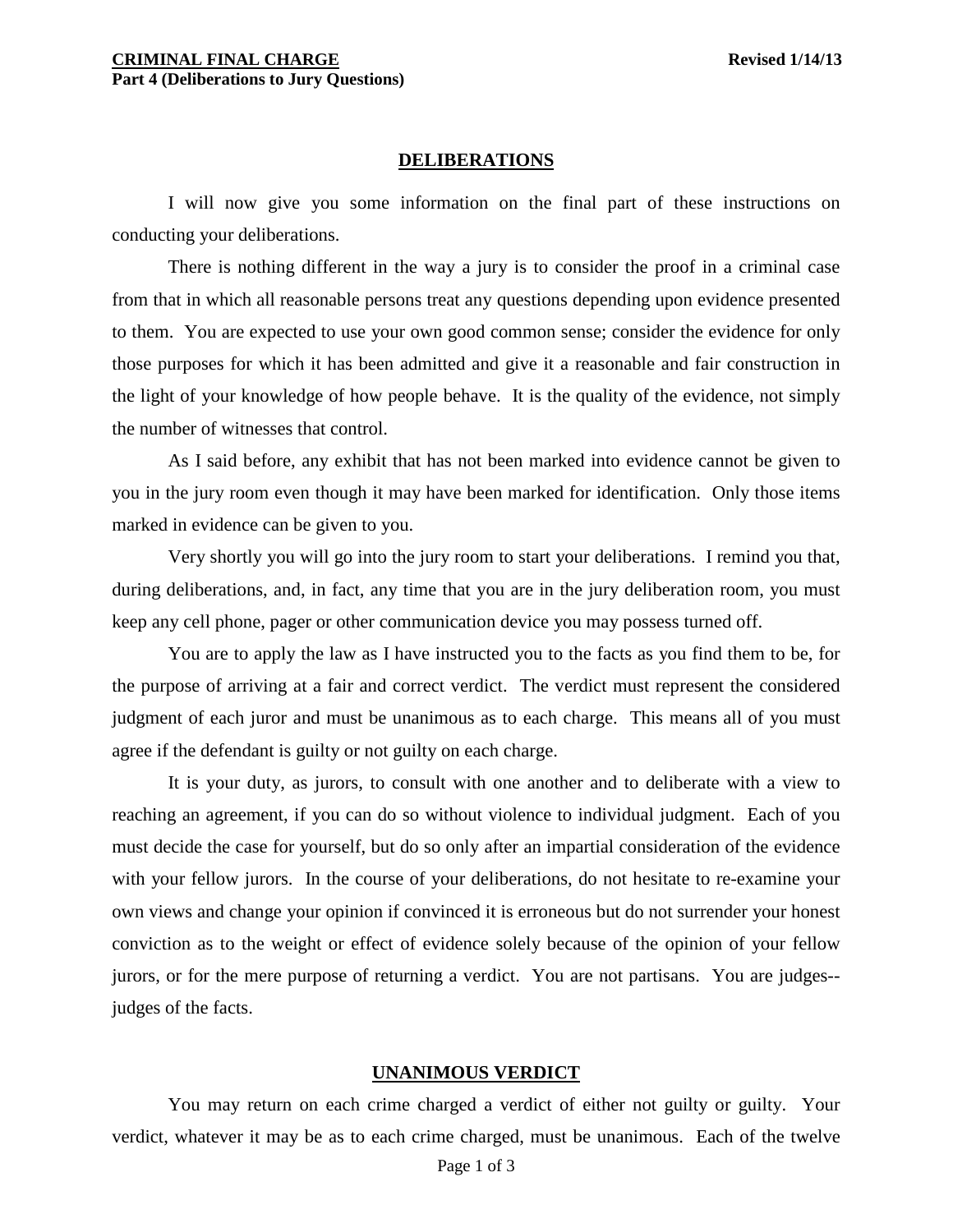## DELIBERATIONS

I will now give you some information on the final part of these instructions on conducting your deliberations.

There is nothing different in the way a jury is to consider the proof in a criminal case from that in which all reasonable persons treat any questions depending upon evidence presented to them. You are expected to use your own good common sense; consider the evidence for only those purposes for which it has been admitted and give it a reasonable and fair construction in the light of your knowledge of how people behave. It is the quality of the evidence, not simply the number of witnesses that control.

As I said before, any exhibit that has not been marked into evidence cannot be given to you in the jury room even though it may have been marked for identification. Only those items marked in evidence can be given to you.

Very shortly you will go into the jury room to start your deliberations. I remind you that, during deliberations, and, in fact, any time that you are in the jury deliberation room, you must keep any cell phone, pager or other communication device you may possess turned off.

You are to apply the law as I have instructed you to the facts as you find them to be, for the purpose of arriving at a fair and correct verdict. The verdict must represent the considered judgment of each juror and must be unanimous as to each charge. This means all of you must agree if the defendant is guilty or not guilty on each charge.

It is your duty, as jurors, to consult with one another and to deliberate with a view to reaching an agreement, if you can do so without violence to individual judgment. Each of you must decide the case for yourself, but do so only after an impartial consideration of the evidence with your fellow jurors. In the course of your deliberations, do not hesitate to re-examine your own views and change your opinion if convinced it is erroneous but do not surrender your honest conviction as to the weight or effect of evidence solely because of the opinion of your fellow jurors, or for the mere purpose of returning a verdict. You are not partisans. You are judges--judges of the facts.

## UNANIMOUS VERDICT

You may return on each crime charged a verdict of either not guilty or guilty. Your verdict, whatever it may be as to each crime charged, must be unanimous. Each of the twelve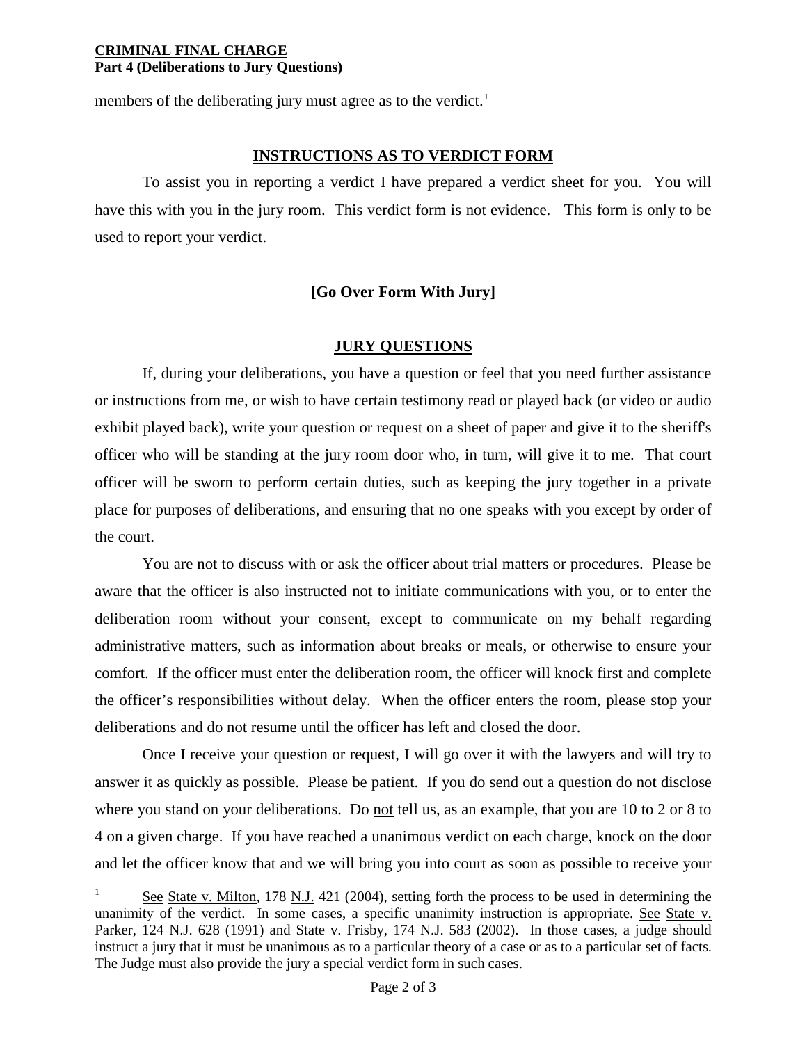members of the deliberating jury must agree as to the verdict.[1]

## INSTRUCTIONS AS TO VERDICT FORM

To assist you in reporting a verdict I have prepared a verdict sheet for you. You will have this with you in the jury room. This verdict form is not evidence. This form is only to be used to report your verdict.

**[Go Over Form With Jury]**

## JURY QUESTIONS

If, during your deliberations, you have a question or feel that you need further assistance or instructions from me, or wish to have certain testimony read or played back (or video or audio exhibit played back), write your question or request on a sheet of paper and give it to the sheriff's officer who will be standing at the jury room door who, in turn, will give it to me. That court officer will be sworn to perform certain duties, such as keeping the jury together in a private place for purposes of deliberations, and ensuring that no one speaks with you except by order of the court.

You are not to discuss with or ask the officer about trial matters or procedures. Please be aware that the officer is also instructed not to initiate communications with you, or to enter the deliberation room without your consent, except to communicate on my behalf regarding administrative matters, such as information about breaks or meals, or otherwise to ensure your comfort. If the officer must enter the deliberation room, the officer will knock first and complete the officer's responsibilities without delay. When the officer enters the room, please stop your deliberations and do not resume until the officer has left and closed the door.

Once I receive your question or request, I will go over it with the lawyers and will try to answer it as quickly as possible. Please be patient. If you do send out a question do not disclose where you stand on your deliberations. Do not tell us, as an example, that you are 10 to 2 or 8 to 4 on a given charge. If you have reached a unanimous verdict on each charge, knock on the door and let the officer know that and we will bring you into court as soon as possible to receive your

---

[1] See State v. Milton, 178 N.J. 421 (2004), setting forth the process to be used in determining the unanimity of the verdict. In some cases, a specific unanimity instruction is appropriate. See State v. Parker, 124 N.J. 628 (1991) and State v. Frisby, 174 N.J. 583 (2002). In those cases, a judge should instruct a jury that it must be unanimous as to a particular theory of a case or as to a particular set of facts. The Judge must also provide the jury a special verdict form in such cases.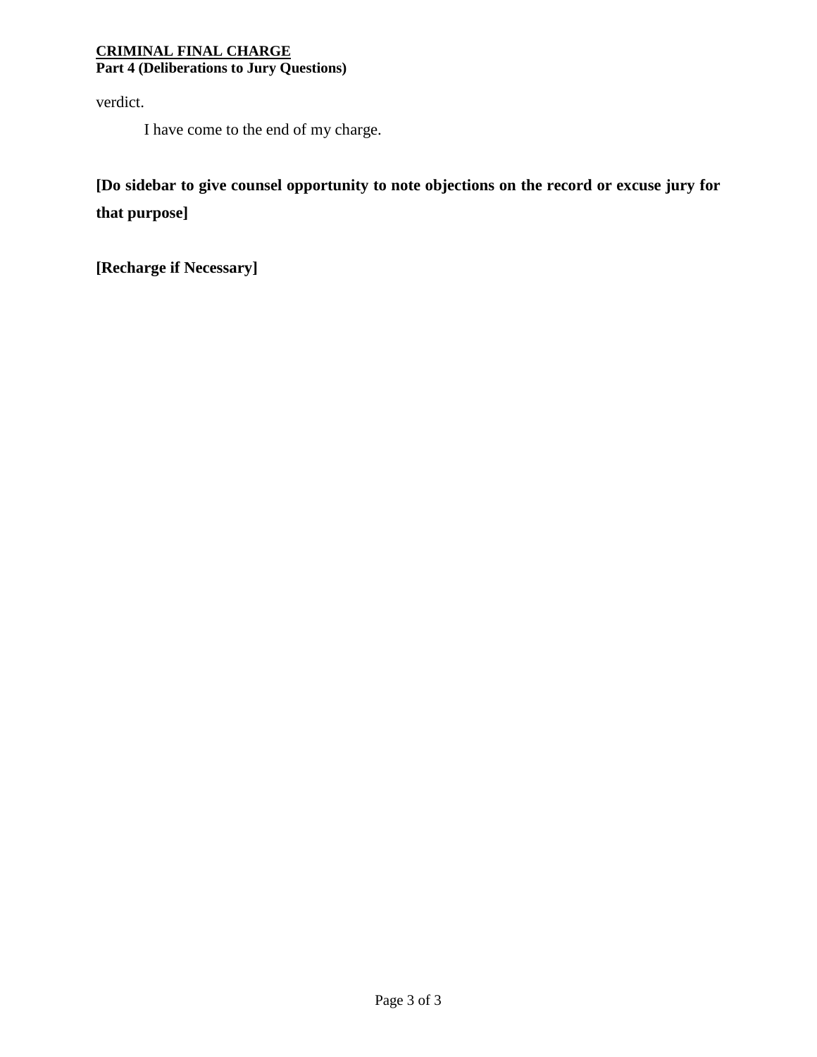verdict.

I have come to the end of my charge.

**[Do sidebar to give counsel opportunity to note objections on the record or excuse jury for that purpose]**

**[Recharge if Necessary]**